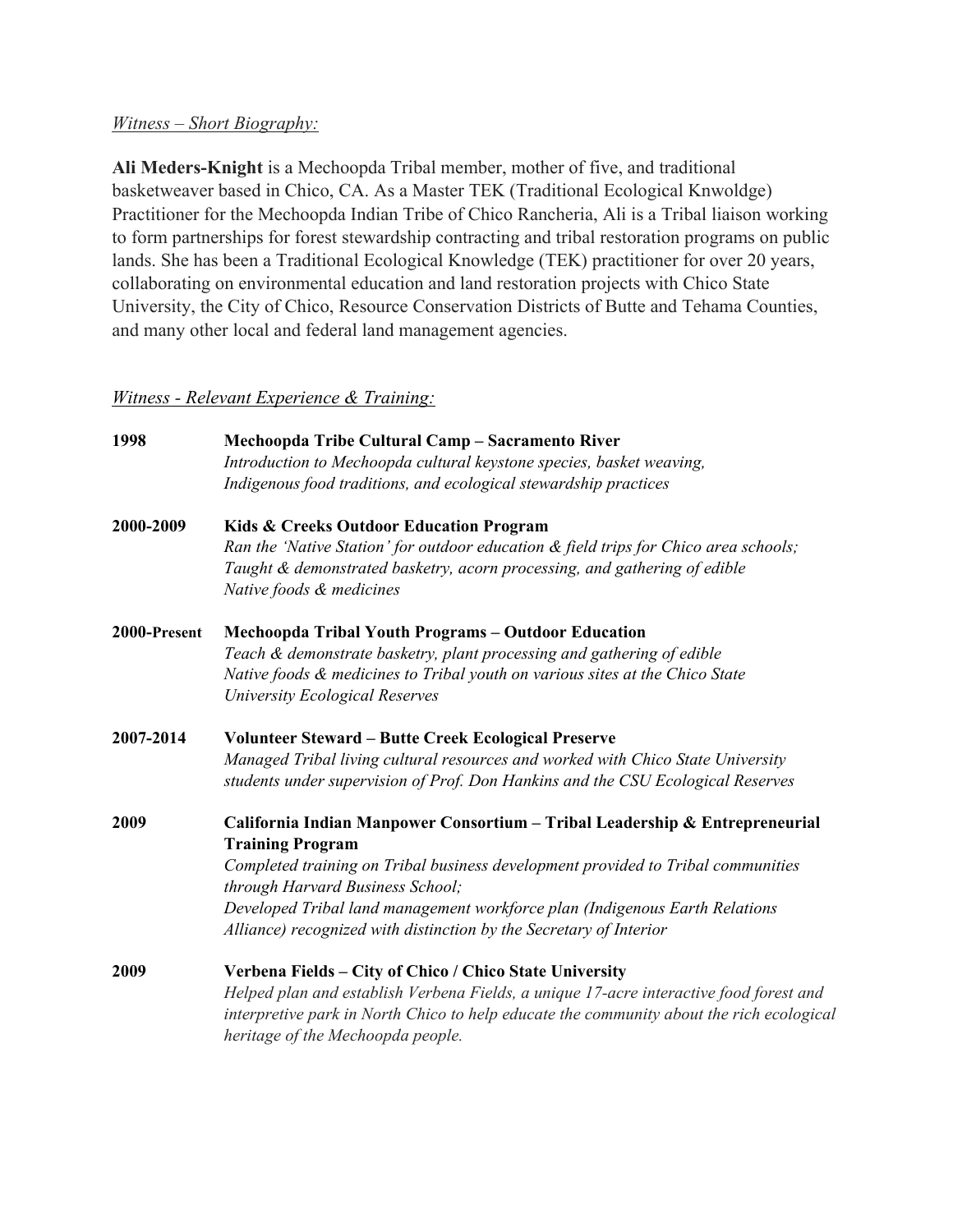*Witness – Short Biography:*

**Ali Meders-Knight** is a Mechoopda Tribal member, mother of five, and traditional basketweaver based in Chico, CA. As a Master TEK (Traditional Ecological Knwoldge) Practitioner for the Mechoopda Indian Tribe of Chico Rancheria, Ali is a Tribal liaison working to form partnerships for forest stewardship contracting and tribal restoration programs on public lands. She has been a Traditional Ecological Knowledge (TEK) practitioner for over 20 years, collaborating on environmental education and land restoration projects with Chico State University, the City of Chico, Resource Conservation Districts of Butte and Tehama Counties, and many other local and federal land management agencies.

*Witness - Relevant Experience & Training:*

**1998** — **Mechoopda Tribe Cultural Camp – Sacramento River**
*Introduction to Mechoopda cultural keystone species, basket weaving, Indigenous food traditions, and ecological stewardship practices*

**2000-2009** — **Kids & Creeks Outdoor Education Program**
*Ran the 'Native Station' for outdoor education & field trips for Chico area schools; Taught & demonstrated basketry, acorn processing, and gathering of edible Native foods & medicines*

**2000-Present** — **Mechoopda Tribal Youth Programs – Outdoor Education**
*Teach & demonstrate basketry, plant processing and gathering of edible Native foods & medicines to Tribal youth on various sites at the Chico State University Ecological Reserves*

**2007-2014** — **Volunteer Steward – Butte Creek Ecological Preserve**
*Managed Tribal living cultural resources and worked with Chico State University students under supervision of Prof. Don Hankins and the CSU Ecological Reserves*

**2009** — **California Indian Manpower Consortium – Tribal Leadership & Entrepreneurial Training Program**
*Completed training on Tribal business development provided to Tribal communities through Harvard Business School;*
*Developed Tribal land management workforce plan (Indigenous Earth Relations Alliance) recognized with distinction by the Secretary of Interior*

**2009** — **Verbena Fields – City of Chico / Chico State University**
*Helped plan and establish Verbena Fields, a unique 17-acre interactive food forest and interpretive park in North Chico to help educate the community about the rich ecological heritage of the Mechoopda people.*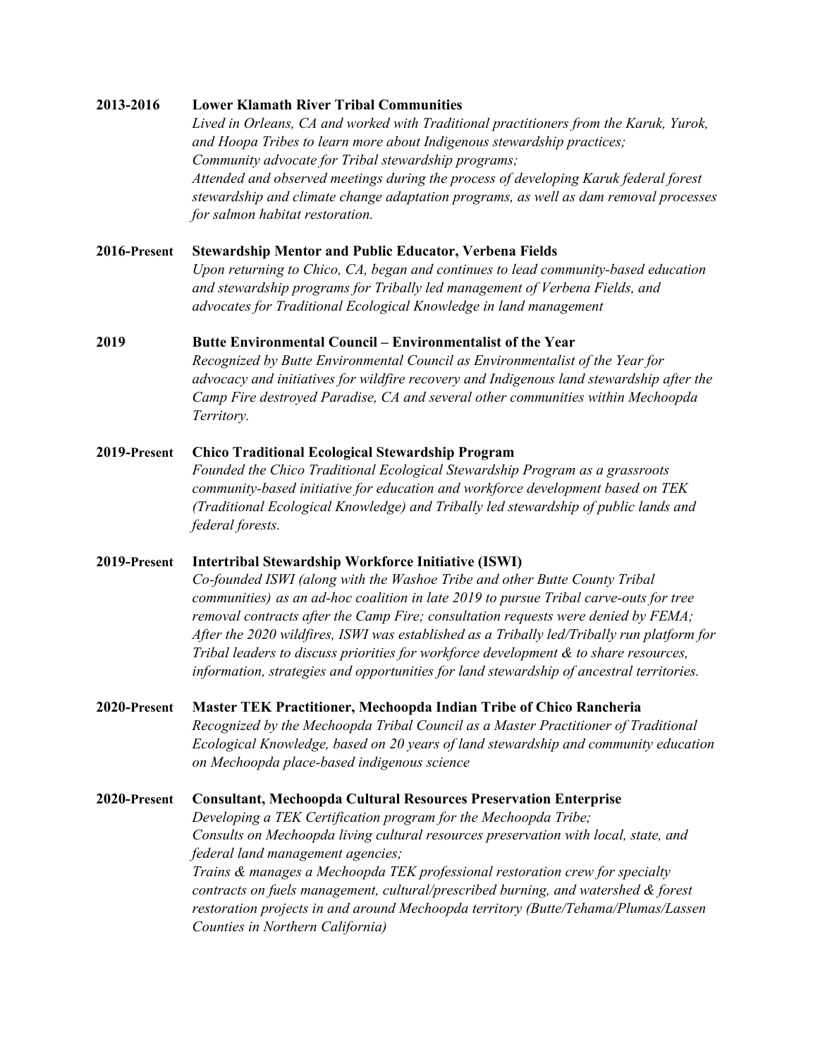**2013-2016** **Lower Klamath River Tribal Communities**
*Lived in Orleans, CA and worked with Traditional practitioners from the Karuk, Yurok, and Hoopa Tribes to learn more about Indigenous stewardship practices;*
*Community advocate for Tribal stewardship programs;*
*Attended and observed meetings during the process of developing Karuk federal forest stewardship and climate change adaptation programs, as well as dam removal processes for salmon habitat restoration.*

**2016-Present** **Stewardship Mentor and Public Educator, Verbena Fields**
*Upon returning to Chico, CA, began and continues to lead community-based education and stewardship programs for Tribally led management of Verbena Fields, and advocates for Traditional Ecological Knowledge in land management*

**2019** **Butte Environmental Council – Environmentalist of the Year**
*Recognized by Butte Environmental Council as Environmentalist of the Year for advocacy and initiatives for wildfire recovery and Indigenous land stewardship after the Camp Fire destroyed Paradise, CA and several other communities within Mechoopda Territory.*

**2019-Present** **Chico Traditional Ecological Stewardship Program**
*Founded the Chico Traditional Ecological Stewardship Program as a grassroots community-based initiative for education and workforce development based on TEK (Traditional Ecological Knowledge) and Tribally led stewardship of public lands and federal forests.*

**2019-Present** **Intertribal Stewardship Workforce Initiative (ISWI)**
*Co-founded ISWI (along with the Washoe Tribe and other Butte County Tribal communities) as an ad-hoc coalition in late 2019 to pursue Tribal carve-outs for tree removal contracts after the Camp Fire; consultation requests were denied by FEMA;*
*After the 2020 wildfires, ISWI was established as a Tribally led/Tribally run platform for Tribal leaders to discuss priorities for workforce development & to share resources, information, strategies and opportunities for land stewardship of ancestral territories.*

**2020-Present** **Master TEK Practitioner, Mechoopda Indian Tribe of Chico Rancheria**
*Recognized by the Mechoopda Tribal Council as a Master Practitioner of Traditional Ecological Knowledge, based on 20 years of land stewardship and community education on Mechoopda place-based indigenous science*

**2020-Present** **Consultant, Mechoopda Cultural Resources Preservation Enterprise**
*Developing a TEK Certification program for the Mechoopda Tribe;*
*Consults on Mechoopda living cultural resources preservation with local, state, and federal land management agencies;*
*Trains & manages a Mechoopda TEK professional restoration crew for specialty contracts on fuels management, cultural/prescribed burning, and watershed & forest restoration projects in and around Mechoopda territory (Butte/Tehama/Plumas/Lassen Counties in Northern California)*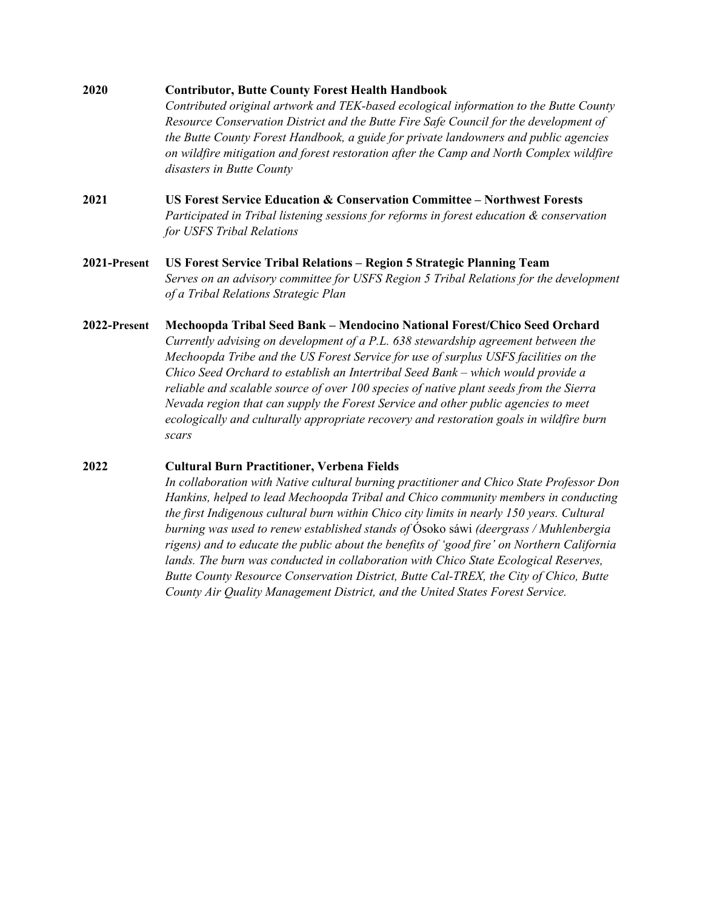**2020** **Contributor, Butte County Forest Health Handbook**
*Contributed original artwork and TEK-based ecological information to the Butte County Resource Conservation District and the Butte Fire Safe Council for the development of the Butte County Forest Handbook, a guide for private landowners and public agencies on wildfire mitigation and forest restoration after the Camp and North Complex wildfire disasters in Butte County*

**2021** **US Forest Service Education & Conservation Committee – Northwest Forests**
*Participated in Tribal listening sessions for reforms in forest education & conservation for USFS Tribal Relations*

**2021-Present** **US Forest Service Tribal Relations – Region 5 Strategic Planning Team**
*Serves on an advisory committee for USFS Region 5 Tribal Relations for the development of a Tribal Relations Strategic Plan*

**2022-Present** **Mechoopda Tribal Seed Bank – Mendocino National Forest/Chico Seed Orchard**
*Currently advising on development of a P.L. 638 stewardship agreement between the Mechoopda Tribe and the US Forest Service for use of surplus USFS facilities on the Chico Seed Orchard to establish an Intertribal Seed Bank – which would provide a reliable and scalable source of over 100 species of native plant seeds from the Sierra Nevada region that can supply the Forest Service and other public agencies to meet ecologically and culturally appropriate recovery and restoration goals in wildfire burn scars*

**2022** **Cultural Burn Practitioner, Verbena Fields**
*In collaboration with Native cultural burning practitioner and Chico State Professor Don Hankins, helped to lead Mechoopda Tribal and Chico community members in conducting the first Indigenous cultural burn within Chico city limits in nearly 150 years. Cultural burning was used to renew established stands of* Ósoko sáwi *(deergrass / Muhlenbergia rigens) and to educate the public about the benefits of 'good fire' on Northern California lands. The burn was conducted in collaboration with Chico State Ecological Reserves, Butte County Resource Conservation District, Butte Cal-TREX, the City of Chico, Butte County Air Quality Management District, and the United States Forest Service.*